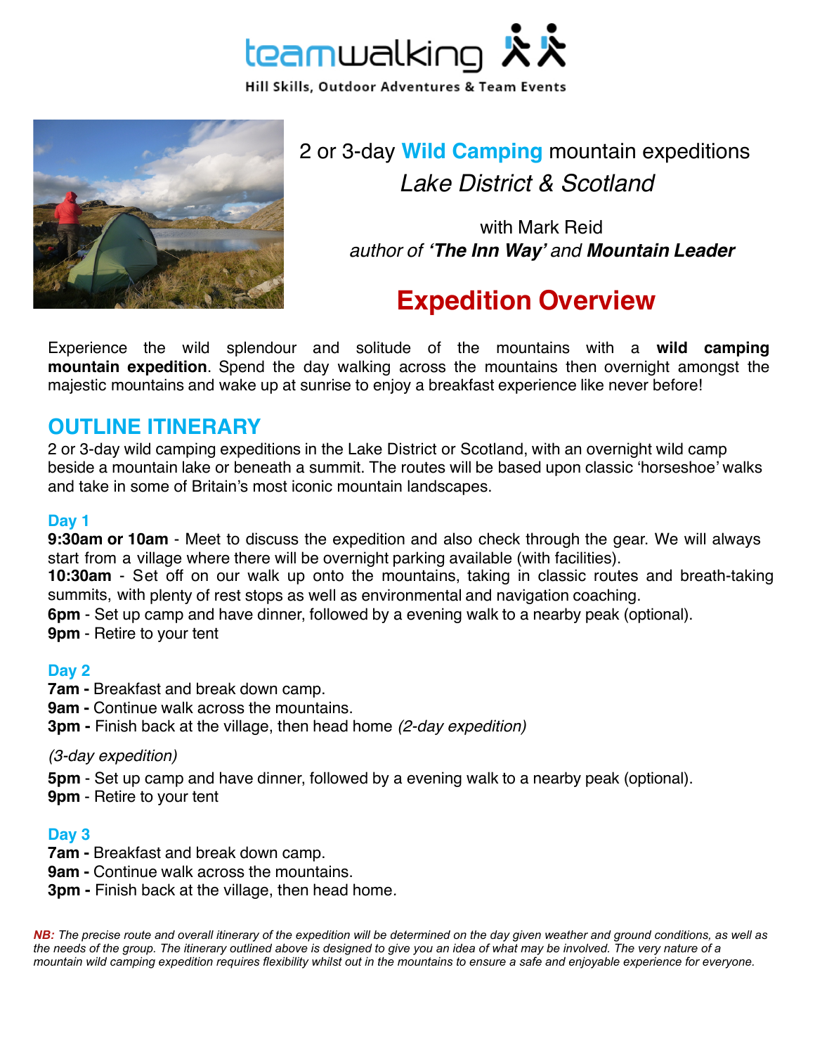teamwalking

Hill Skills, Outdoor Adventures & Team Events

# 2 or 3-day **Wild Camping** mountain expeditions

*Lake District & Scotland*

with Mark Reid
*author of **'The Inn Way'** and **Mountain Leader***

## Expedition Overview

Experience the wild splendour and solitude of the mountains with a **wild camping mountain expedition**. Spend the day walking across the mountains then overnight amongst the majestic mountains and wake up at sunrise to enjoy a breakfast experience like never before!

## OUTLINE ITINERARY

2 or 3-day wild camping expeditions in the Lake District or Scotland, with an overnight wild camp beside a mountain lake or beneath a summit. The routes will be based upon classic 'horseshoe' walks and take in some of Britain's most iconic mountain landscapes.

### Day 1

**9:30am or 10am** - Meet to discuss the expedition and also check through the gear. We will always start from a village where there will be overnight parking available (with facilities).
**10:30am** - Set off on our walk up onto the mountains, taking in classic routes and breath-taking summits, with plenty of rest stops as well as environmental and navigation coaching.
**6pm** - Set up camp and have dinner, followed by a evening walk to a nearby peak (optional).
**9pm** - Retire to your tent

### Day 2

**7am -** Breakfast and break down camp.
**9am -** Continue walk across the mountains.
**3pm -** Finish back at the village, then head home *(2-day expedition)*

*(3-day expedition)*

**5pm** - Set up camp and have dinner, followed by a evening walk to a nearby peak (optional).
**9pm** - Retire to your tent

### Day 3

**7am -** Breakfast and break down camp.
**9am -** Continue walk across the mountains.
**3pm -** Finish back at the village, then head home.

***NB:** The precise route and overall itinerary of the expedition will be determined on the day given weather and ground conditions, as well as the needs of the group. The itinerary outlined above is designed to give you an idea of what may be involved. The very nature of a mountain wild camping expedition requires flexibility whilst out in the mountains to ensure a safe and enjoyable experience for everyone.*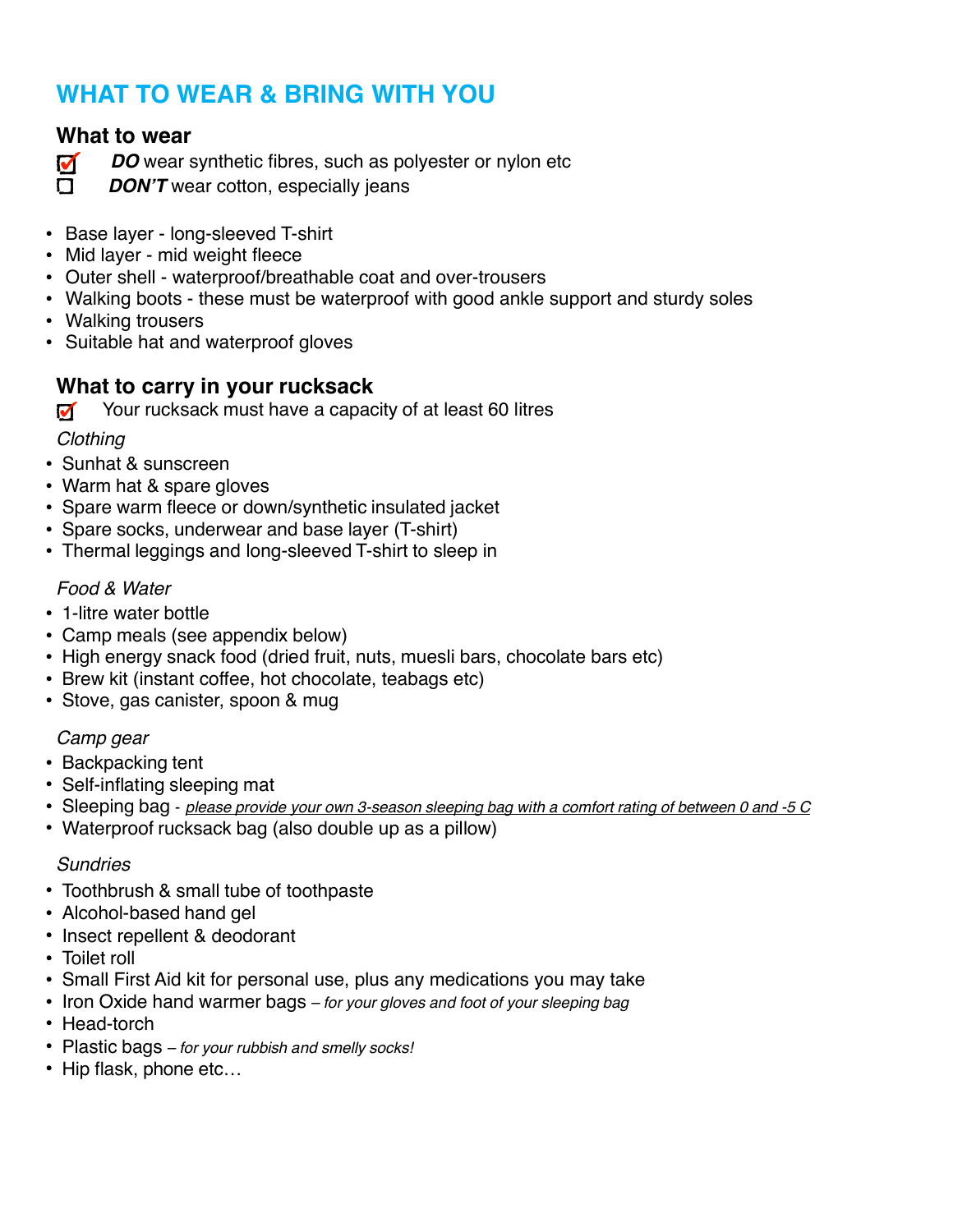# WHAT TO WEAR & BRING WITH YOU

## What to wear

- [x] ***DO*** wear synthetic fibres, such as polyester or nylon etc
- [ ] ***DON'T*** wear cotton, especially jeans

- Base layer - long-sleeved T-shirt
- Mid layer - mid weight fleece
- Outer shell - waterproof/breathable coat and over-trousers
- Walking boots - these must be waterproof with good ankle support and sturdy soles
- Walking trousers
- Suitable hat and waterproof gloves

## What to carry in your rucksack

- [x] Your rucksack must have a capacity of at least 60 litres

*Clothing*

- Sunhat & sunscreen
- Warm hat & spare gloves
- Spare warm fleece or down/synthetic insulated jacket
- Spare socks, underwear and base layer (T-shirt)
- Thermal leggings and long-sleeved T-shirt to sleep in

*Food & Water*

- 1-litre water bottle
- Camp meals (see appendix below)
- High energy snack food (dried fruit, nuts, muesli bars, chocolate bars etc)
- Brew kit (instant coffee, hot chocolate, teabags etc)
- Stove, gas canister, spoon & mug

*Camp gear*

- Backpacking tent
- Self-inflating sleeping mat
- Sleeping bag - *please provide your own 3-season sleeping bag with a comfort rating of between 0 and -5 C*
- Waterproof rucksack bag (also double up as a pillow)

*Sundries*

- Toothbrush & small tube of toothpaste
- Alcohol-based hand gel
- Insect repellent & deodorant
- Toilet roll
- Small First Aid kit for personal use, plus any medications you may take
- Iron Oxide hand warmer bags *– for your gloves and foot of your sleeping bag*
- Head-torch
- Plastic bags *– for your rubbish and smelly socks!*
- Hip flask, phone etc…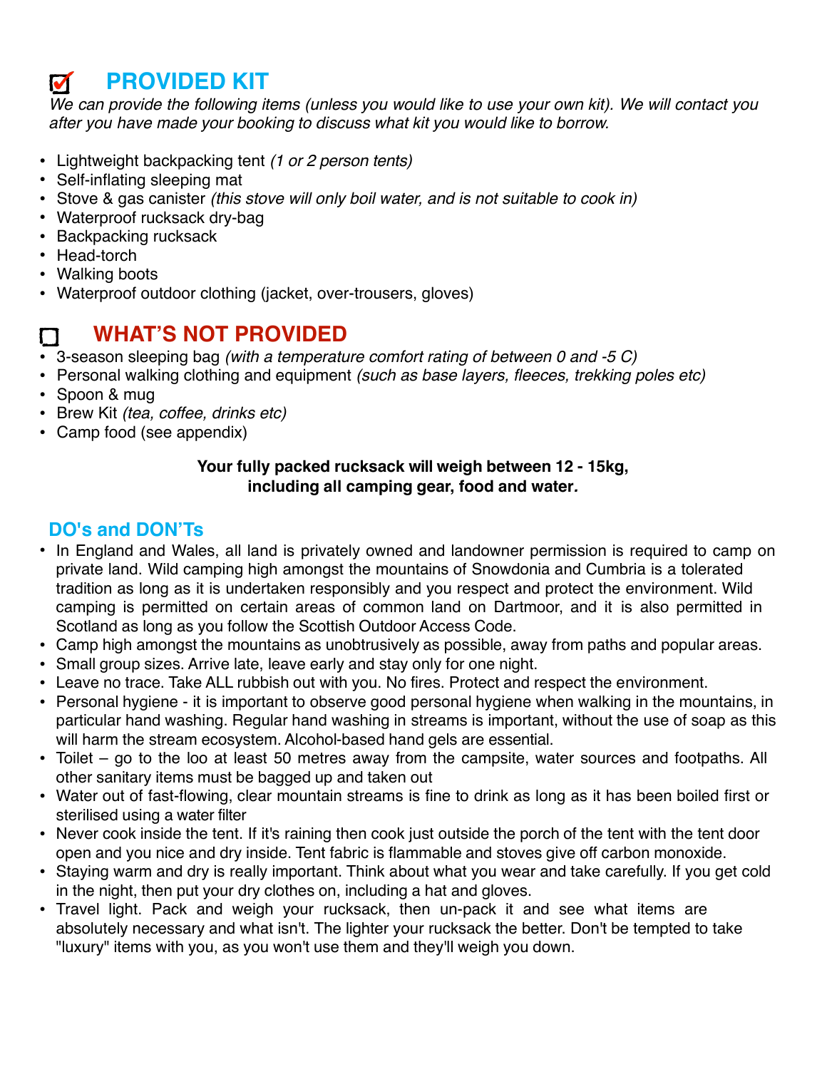## ☑ PROVIDED KIT

*We can provide the following items (unless you would like to use your own kit). We will contact you after you have made your booking to discuss what kit you would like to borrow.*

- Lightweight backpacking tent *(1 or 2 person tents)*
- Self-inflating sleeping mat
- Stove & gas canister *(this stove will only boil water, and is not suitable to cook in)*
- Waterproof rucksack dry-bag
- Backpacking rucksack
- Head-torch
- Walking boots
- Waterproof outdoor clothing (jacket, over-trousers, gloves)

## ☐ WHAT'S NOT PROVIDED

- 3-season sleeping bag *(with a temperature comfort rating of between 0 and -5 C)*
- Personal walking clothing and equipment *(such as base layers, fleeces, trekking poles etc)*
- Spoon & mug
- Brew Kit *(tea, coffee, drinks etc)*
- Camp food (see appendix)

**Your fully packed rucksack will weigh between 12 - 15kg, including all camping gear, food and water.**

## DO's and DON'Ts

- In England and Wales, all land is privately owned and landowner permission is required to camp on private land. Wild camping high amongst the mountains of Snowdonia and Cumbria is a tolerated tradition as long as it is undertaken responsibly and you respect and protect the environment. Wild camping is permitted on certain areas of common land on Dartmoor, and it is also permitted in Scotland as long as you follow the Scottish Outdoor Access Code.
- Camp high amongst the mountains as unobtrusively as possible, away from paths and popular areas.
- Small group sizes. Arrive late, leave early and stay only for one night.
- Leave no trace. Take ALL rubbish out with you. No fires. Protect and respect the environment.
- Personal hygiene - it is important to observe good personal hygiene when walking in the mountains, in particular hand washing. Regular hand washing in streams is important, without the use of soap as this will harm the stream ecosystem. Alcohol-based hand gels are essential.
- Toilet – go to the loo at least 50 metres away from the campsite, water sources and footpaths. All other sanitary items must be bagged up and taken out
- Water out of fast-flowing, clear mountain streams is fine to drink as long as it has been boiled first or sterilised using a water filter
- Never cook inside the tent. If it's raining then cook just outside the porch of the tent with the tent door open and you nice and dry inside. Tent fabric is flammable and stoves give off carbon monoxide.
- Staying warm and dry is really important. Think about what you wear and take carefully. If you get cold in the night, then put your dry clothes on, including a hat and gloves.
- Travel light. Pack and weigh your rucksack, then un-pack it and see what items are absolutely necessary and what isn't. The lighter your rucksack the better. Don't be tempted to take "luxury" items with you, as you won't use them and they'll weigh you down.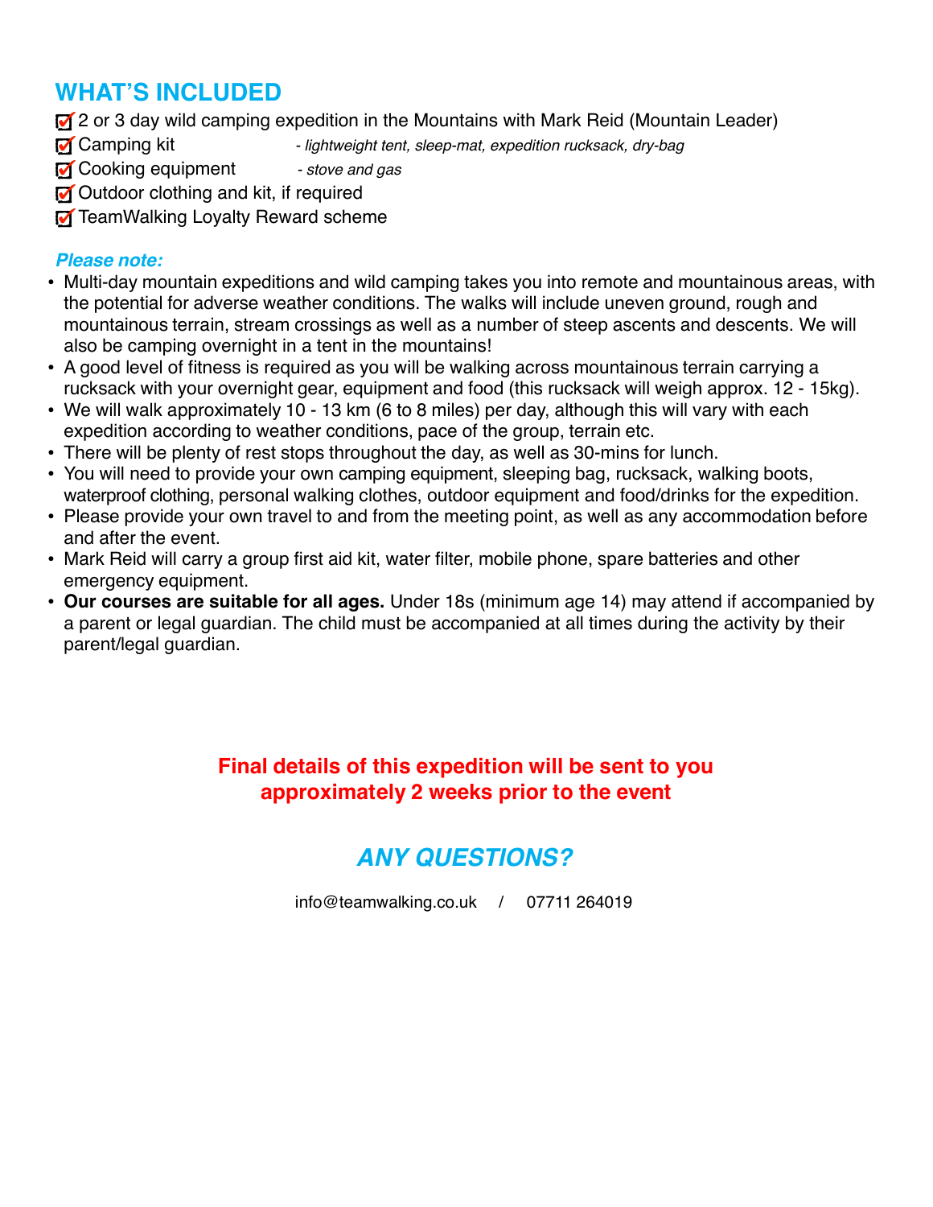## WHAT'S INCLUDED

- ☑ 2 or 3 day wild camping expedition in the Mountains with Mark Reid (Mountain Leader)
- ☑ Camping kit *- lightweight tent, sleep-mat, expedition rucksack, dry-bag*
- ☑ Cooking equipment *- stove and gas*
- ☑ Outdoor clothing and kit, if required
- ☑ TeamWalking Loyalty Reward scheme

***Please note:***

- Multi-day mountain expeditions and wild camping takes you into remote and mountainous areas, with the potential for adverse weather conditions. The walks will include uneven ground, rough and mountainous terrain, stream crossings as well as a number of steep ascents and descents. We will also be camping overnight in a tent in the mountains!
- A good level of fitness is required as you will be walking across mountainous terrain carrying a rucksack with your overnight gear, equipment and food (this rucksack will weigh approx. 12 - 15kg).
- We will walk approximately 10 - 13 km (6 to 8 miles) per day, although this will vary with each expedition according to weather conditions, pace of the group, terrain etc.
- There will be plenty of rest stops throughout the day, as well as 30-mins for lunch.
- You will need to provide your own camping equipment, sleeping bag, rucksack, walking boots, waterproof clothing, personal walking clothes, outdoor equipment and food/drinks for the expedition.
- Please provide your own travel to and from the meeting point, as well as any accommodation before and after the event.
- Mark Reid will carry a group first aid kit, water filter, mobile phone, spare batteries and other emergency equipment.
- **Our courses are suitable for all ages.** Under 18s (minimum age 14) may attend if accompanied by a parent or legal guardian. The child must be accompanied at all times during the activity by their parent/legal guardian.

**Final details of this expedition will be sent to you approximately 2 weeks prior to the event**

## *ANY QUESTIONS?*

info@teamwalking.co.uk / 07711 264019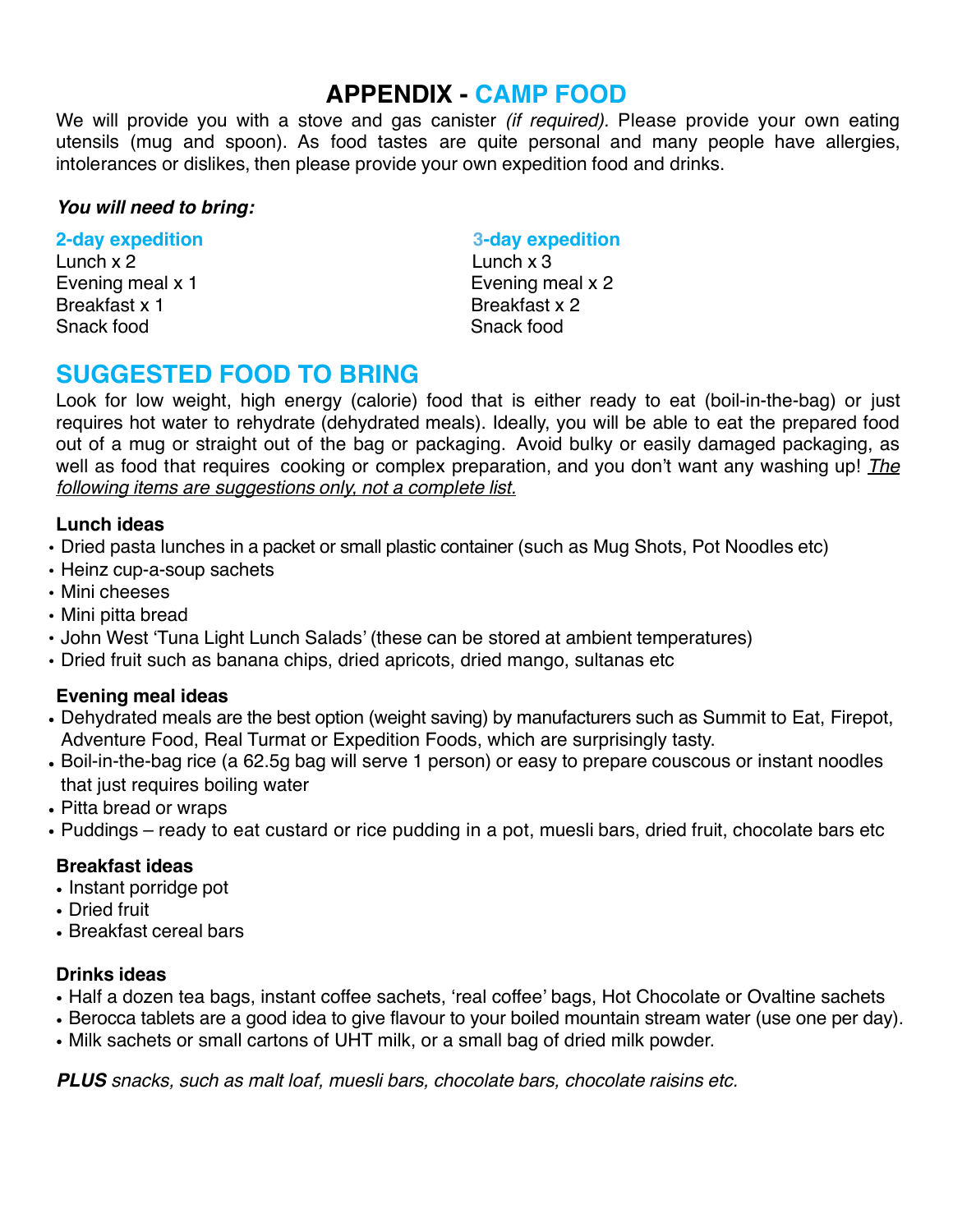# APPENDIX - CAMP FOOD

We will provide you with a stove and gas canister *(if required).* Please provide your own eating utensils (mug and spoon). As food tastes are quite personal and many people have allergies, intolerances or dislikes, then please provide your own expedition food and drinks.

***You will need to bring:***

**2-day expedition**

Lunch x 2
Evening meal x 1
Breakfast x 1
Snack food

**3-day expedition**

Lunch x 3
Evening meal x 2
Breakfast x 2
Snack food

## SUGGESTED FOOD TO BRING

Look for low weight, high energy (calorie) food that is either ready to eat (boil-in-the-bag) or just requires hot water to rehydrate (dehydrated meals). Ideally, you will be able to eat the prepared food out of a mug or straight out of the bag or packaging. Avoid bulky or easily damaged packaging, as well as food that requires cooking or complex preparation, and you don't want any washing up! *The following items are suggestions only, not a complete list.*

### Lunch ideas

- Dried pasta lunches in a packet or small plastic container (such as Mug Shots, Pot Noodles etc)
- Heinz cup-a-soup sachets
- Mini cheeses
- Mini pitta bread
- John West 'Tuna Light Lunch Salads' (these can be stored at ambient temperatures)
- Dried fruit such as banana chips, dried apricots, dried mango, sultanas etc

### Evening meal ideas

- Dehydrated meals are the best option (weight saving) by manufacturers such as Summit to Eat, Firepot, Adventure Food, Real Turmat or Expedition Foods, which are surprisingly tasty.
- Boil-in-the-bag rice (a 62.5g bag will serve 1 person) or easy to prepare couscous or instant noodles that just requires boiling water
- Pitta bread or wraps
- Puddings – ready to eat custard or rice pudding in a pot, muesli bars, dried fruit, chocolate bars etc

### Breakfast ideas

- Instant porridge pot
- Dried fruit
- Breakfast cereal bars

### Drinks ideas

- Half a dozen tea bags, instant coffee sachets, 'real coffee' bags, Hot Chocolate or Ovaltine sachets
- Berocca tablets are a good idea to give flavour to your boiled mountain stream water (use one per day).
- Milk sachets or small cartons of UHT milk, or a small bag of dried milk powder.

***PLUS** snacks, such as malt loaf, muesli bars, chocolate bars, chocolate raisins etc.*